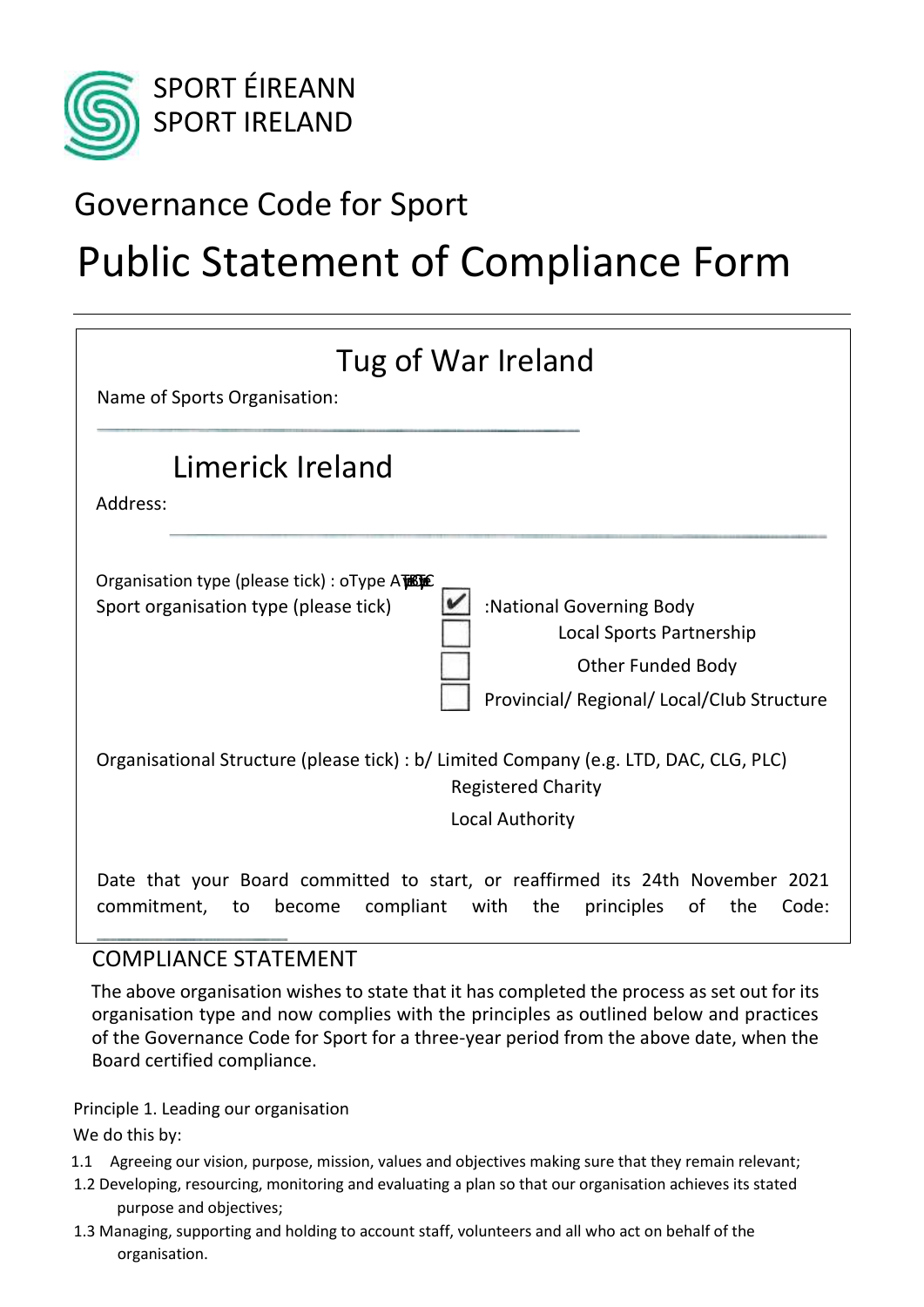SPORT ÉIREANN
SPORT IRELAND

# Governance Code for Sport

# Public Statement of Compliance Form

Name of Sports Organisation: Tug of War Ireland

Address: Limerick Ireland

Organisation type (please tick) : oType A

Sport organisation type (please tick)

- [x] National Governing Body
- [ ] Local Sports Partnership
- [ ] Other Funded Body
- [ ] Provincial/ Regional/ Local/Club Structure

Organisational Structure (please tick) : b/ Limited Company (e.g. LTD, DAC, CLG, PLC)

Registered Charity

Local Authority

Date that your Board committed to start, or reaffirmed its commitment, to become compliant with the principles of the Code: 24th November 2021

## COMPLIANCE STATEMENT

The above organisation wishes to state that it has completed the process as set out for its organisation type and now complies with the principles as outlined below and practices of the Governance Code for Sport for a three-year period from the above date, when the Board certified compliance.

Principle 1. Leading our organisation

We do this by:

1.1 Agreeing our vision, purpose, mission, values and objectives making sure that they remain relevant;

1.2 Developing, resourcing, monitoring and evaluating a plan so that our organisation achieves its stated purpose and objectives;

1.3 Managing, supporting and holding to account staff, volunteers and all who act on behalf of the organisation.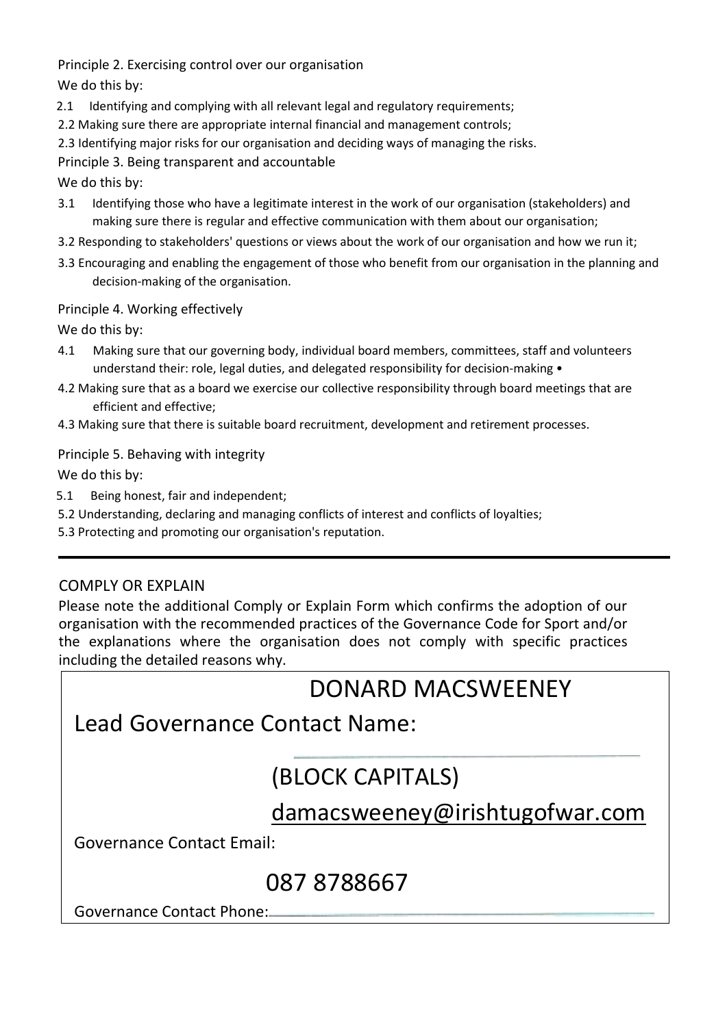Principle 2. Exercising control over our organisation

We do this by:

2.1 Identifying and complying with all relevant legal and regulatory requirements;

2.2 Making sure there are appropriate internal financial and management controls;

2.3 Identifying major risks for our organisation and deciding ways of managing the risks.

Principle 3. Being transparent and accountable

We do this by:

3.1 Identifying those who have a legitimate interest in the work of our organisation (stakeholders) and making sure there is regular and effective communication with them about our organisation;

3.2 Responding to stakeholders' questions or views about the work of our organisation and how we run it;

3.3 Encouraging and enabling the engagement of those who benefit from our organisation in the planning and decision-making of the organisation.

Principle 4. Working effectively

We do this by:

4.1 Making sure that our governing body, individual board members, committees, staff and volunteers understand their: role, legal duties, and delegated responsibility for decision-making •

4.2 Making sure that as a board we exercise our collective responsibility through board meetings that are efficient and effective;

4.3 Making sure that there is suitable board recruitment, development and retirement processes.

Principle 5. Behaving with integrity

We do this by:

5.1 Being honest, fair and independent;

5.2 Understanding, declaring and managing conflicts of interest and conflicts of loyalties;

5.3 Protecting and promoting our organisation's reputation.

---

COMPLY OR EXPLAIN

Please note the additional Comply or Explain Form which confirms the adoption of our organisation with the recommended practices of the Governance Code for Sport and/or the explanations where the organisation does not comply with specific practices including the detailed reasons why.

Lead Governance Contact Name: DONARD MACSWEENEY

(BLOCK CAPITALS)

Governance Contact Email: damacsweeney@irishtugofwar.com

Governance Contact Phone: 087 8788667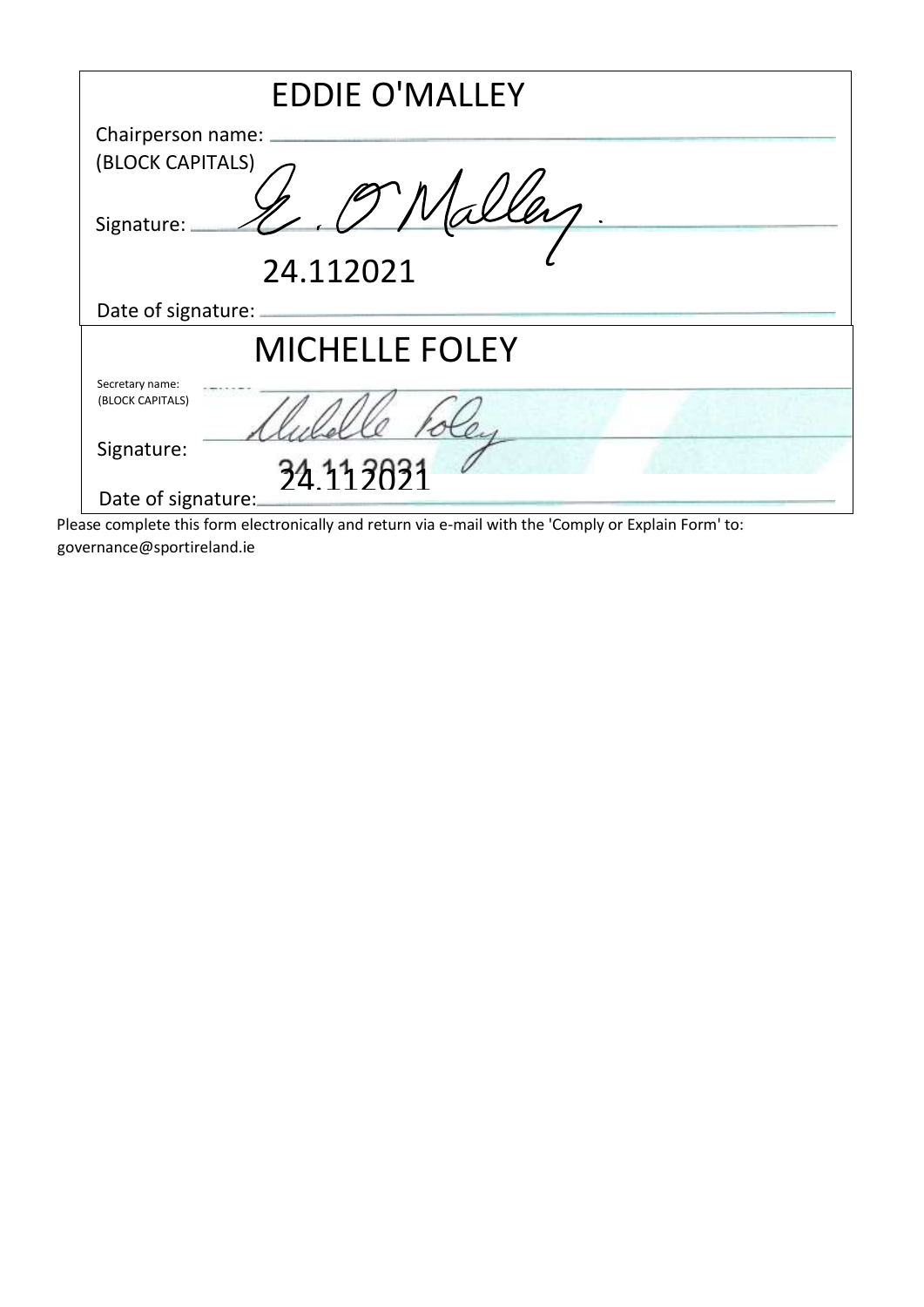EDDIE O'MALLEY

Chairperson name:
(BLOCK CAPITALS)

Signature: E. O'Malley.

24.112021

Date of signature:

MICHELLE FOLEY

Secretary name:
(BLOCK CAPITALS)

Signature: Michelle Foley

24.11.2021
24.112021

Date of signature:

Please complete this form electronically and return via e-mail with the 'Comply or Explain Form' to: governance@sportireland.ie